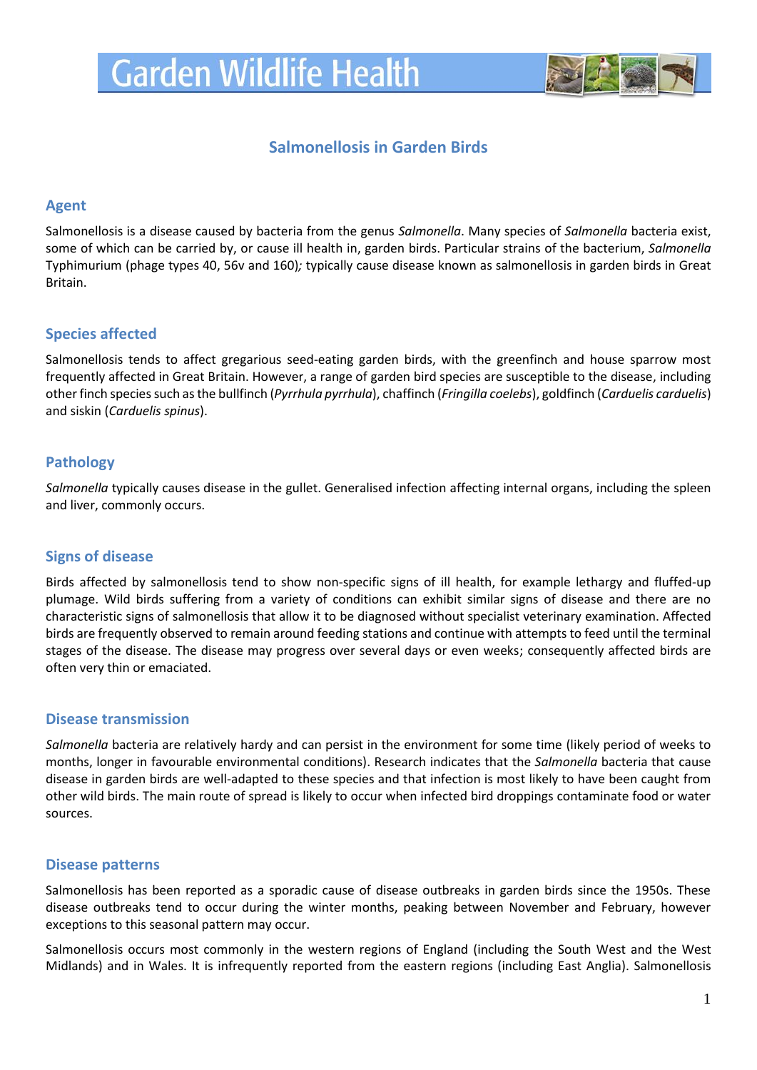# Garden Wildlife Health

## Salmonellosis in Garden Birds

### Agent

Salmonellosis is a disease caused by bacteria from the genus *Salmonella*. Many species of *Salmonella* bacteria exist, some of which can be carried by, or cause ill health in, garden birds. Particular strains of the bacterium, *Salmonella* Typhimurium (phage types 40, 56v and 160)*;* typically cause disease known as salmonellosis in garden birds in Great Britain.

### Species affected

Salmonellosis tends to affect gregarious seed-eating garden birds, with the greenfinch and house sparrow most frequently affected in Great Britain. However, a range of garden bird species are susceptible to the disease, including other finch species such as the bullfinch (*Pyrrhula pyrrhula*), chaffinch (*Fringilla coelebs*), goldfinch (*Carduelis carduelis*) and siskin (*Carduelis spinus*).

### Pathology

*Salmonella* typically causes disease in the gullet. Generalised infection affecting internal organs, including the spleen and liver, commonly occurs.

### Signs of disease

Birds affected by salmonellosis tend to show non-specific signs of ill health, for example lethargy and fluffed-up plumage. Wild birds suffering from a variety of conditions can exhibit similar signs of disease and there are no characteristic signs of salmonellosis that allow it to be diagnosed without specialist veterinary examination. Affected birds are frequently observed to remain around feeding stations and continue with attempts to feed until the terminal stages of the disease. The disease may progress over several days or even weeks; consequently affected birds are often very thin or emaciated.

### Disease transmission

*Salmonella* bacteria are relatively hardy and can persist in the environment for some time (likely period of weeks to months, longer in favourable environmental conditions). Research indicates that the *Salmonella* bacteria that cause disease in garden birds are well-adapted to these species and that infection is most likely to have been caught from other wild birds. The main route of spread is likely to occur when infected bird droppings contaminate food or water sources.

### Disease patterns

Salmonellosis has been reported as a sporadic cause of disease outbreaks in garden birds since the 1950s. These disease outbreaks tend to occur during the winter months, peaking between November and February, however exceptions to this seasonal pattern may occur.

Salmonellosis occurs most commonly in the western regions of England (including the South West and the West Midlands) and in Wales. It is infrequently reported from the eastern regions (including East Anglia). Salmonellosis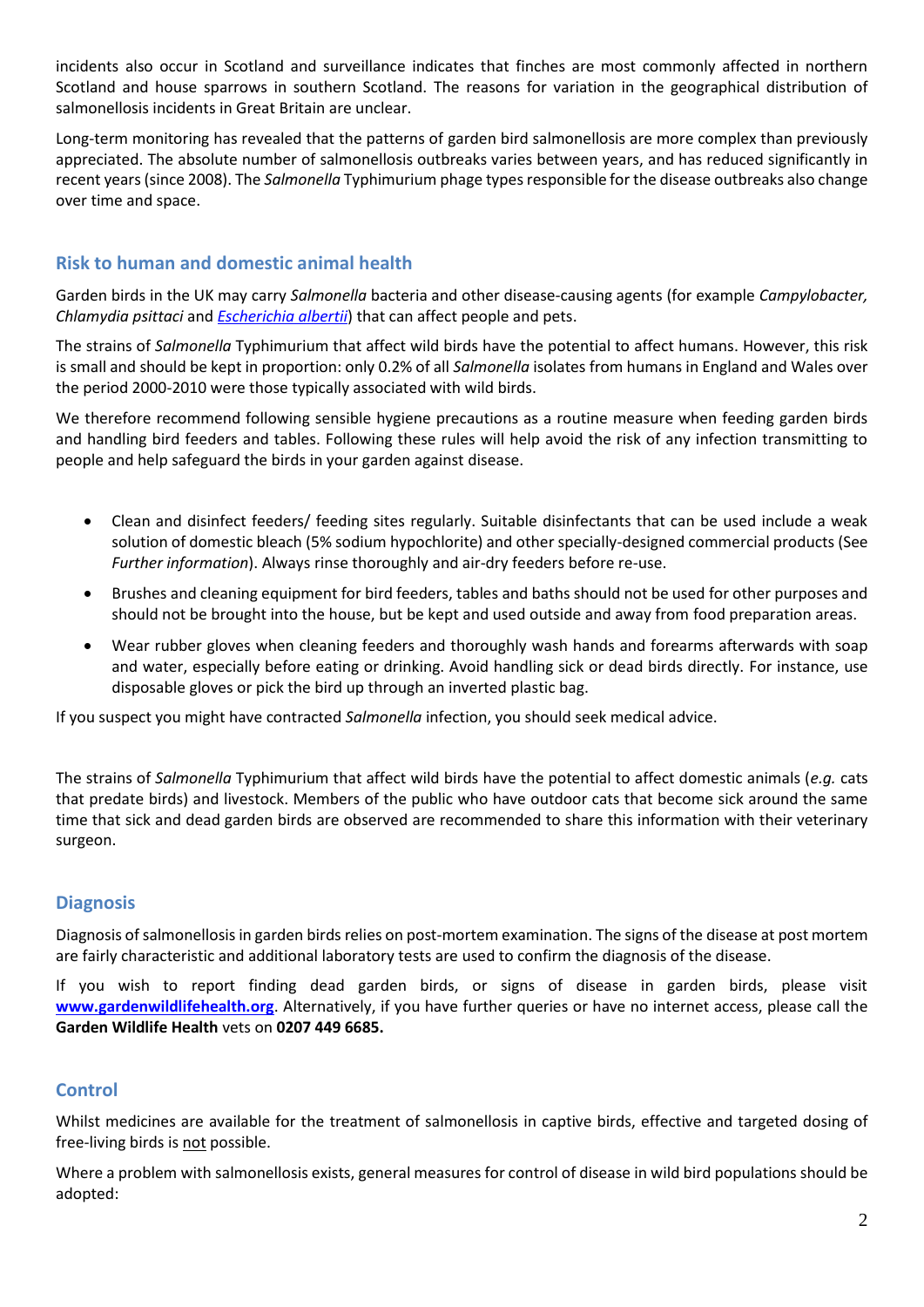incidents also occur in Scotland and surveillance indicates that finches are most commonly affected in northern Scotland and house sparrows in southern Scotland. The reasons for variation in the geographical distribution of salmonellosis incidents in Great Britain are unclear.

Long-term monitoring has revealed that the patterns of garden bird salmonellosis are more complex than previously appreciated. The absolute number of salmonellosis outbreaks varies between years, and has reduced significantly in recent years (since 2008). The *Salmonella* Typhimurium phage types responsible for the disease outbreaks also change over time and space.

## Risk to human and domestic animal health

Garden birds in the UK may carry *Salmonella* bacteria and other disease-causing agents (for example *Campylobacter, Chlamydia psittaci* and *Escherichia albertii*) that can affect people and pets.

The strains of *Salmonella* Typhimurium that affect wild birds have the potential to affect humans. However, this risk is small and should be kept in proportion: only 0.2% of all *Salmonella* isolates from humans in England and Wales over the period 2000-2010 were those typically associated with wild birds.

We therefore recommend following sensible hygiene precautions as a routine measure when feeding garden birds and handling bird feeders and tables. Following these rules will help avoid the risk of any infection transmitting to people and help safeguard the birds in your garden against disease.

- Clean and disinfect feeders/ feeding sites regularly. Suitable disinfectants that can be used include a weak solution of domestic bleach (5% sodium hypochlorite) and other specially-designed commercial products (See *Further information*). Always rinse thoroughly and air-dry feeders before re-use.
- Brushes and cleaning equipment for bird feeders, tables and baths should not be used for other purposes and should not be brought into the house, but be kept and used outside and away from food preparation areas.
- Wear rubber gloves when cleaning feeders and thoroughly wash hands and forearms afterwards with soap and water, especially before eating or drinking. Avoid handling sick or dead birds directly. For instance, use disposable gloves or pick the bird up through an inverted plastic bag.

If you suspect you might have contracted *Salmonella* infection, you should seek medical advice.

The strains of *Salmonella* Typhimurium that affect wild birds have the potential to affect domestic animals (*e.g.* cats that predate birds) and livestock. Members of the public who have outdoor cats that become sick around the same time that sick and dead garden birds are observed are recommended to share this information with their veterinary surgeon.

## Diagnosis

Diagnosis of salmonellosis in garden birds relies on post-mortem examination. The signs of the disease at post mortem are fairly characteristic and additional laboratory tests are used to confirm the diagnosis of the disease.

If you wish to report finding dead garden birds, or signs of disease in garden birds, please visit **www.gardenwildlifehealth.org**. Alternatively, if you have further queries or have no internet access, please call the **Garden Wildlife Health** vets on **0207 449 6685.**

## Control

Whilst medicines are available for the treatment of salmonellosis in captive birds, effective and targeted dosing of free-living birds is not possible.

Where a problem with salmonellosis exists, general measures for control of disease in wild bird populations should be adopted: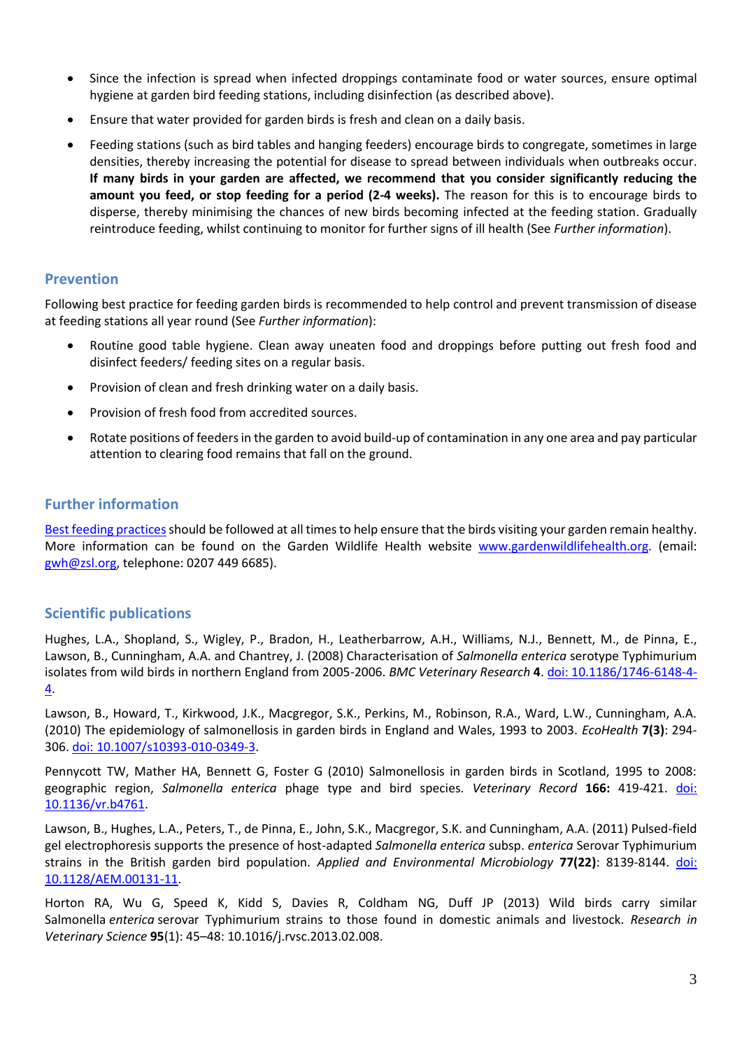- Since the infection is spread when infected droppings contaminate food or water sources, ensure optimal hygiene at garden bird feeding stations, including disinfection (as described above).
- Ensure that water provided for garden birds is fresh and clean on a daily basis.
- Feeding stations (such as bird tables and hanging feeders) encourage birds to congregate, sometimes in large densities, thereby increasing the potential for disease to spread between individuals when outbreaks occur. **If many birds in your garden are affected, we recommend that you consider significantly reducing the amount you feed, or stop feeding for a period (2-4 weeks).** The reason for this is to encourage birds to disperse, thereby minimising the chances of new birds becoming infected at the feeding station. Gradually reintroduce feeding, whilst continuing to monitor for further signs of ill health (See *Further information*).

## Prevention

Following best practice for feeding garden birds is recommended to help control and prevent transmission of disease at feeding stations all year round (See *Further information*):

- Routine good table hygiene. Clean away uneaten food and droppings before putting out fresh food and disinfect feeders/ feeding sites on a regular basis.
- Provision of clean and fresh drinking water on a daily basis.
- Provision of fresh food from accredited sources.
- Rotate positions of feeders in the garden to avoid build-up of contamination in any one area and pay particular attention to clearing food remains that fall on the ground.

## Further information

Best feeding practices should be followed at all times to help ensure that the birds visiting your garden remain healthy. More information can be found on the Garden Wildlife Health website www.gardenwildlifehealth.org. (email: gwh@zsl.org, telephone: 0207 449 6685).

## Scientific publications

Hughes, L.A., Shopland, S., Wigley, P., Bradon, H., Leatherbarrow, A.H., Williams, N.J., Bennett, M., de Pinna, E., Lawson, B., Cunningham, A.A. and Chantrey, J. (2008) Characterisation of *Salmonella enterica* serotype Typhimurium isolates from wild birds in northern England from 2005-2006. *BMC Veterinary Research* **4**. doi: 10.1186/1746-6148-4-4.

Lawson, B., Howard, T., Kirkwood, J.K., Macgregor, S.K., Perkins, M., Robinson, R.A., Ward, L.W., Cunningham, A.A. (2010) The epidemiology of salmonellosis in garden birds in England and Wales, 1993 to 2003. *EcoHealth* **7(3)**: 294-306. doi: 10.1007/s10393-010-0349-3.

Pennycott TW, Mather HA, Bennett G, Foster G (2010) Salmonellosis in garden birds in Scotland, 1995 to 2008: geographic region, *Salmonella enterica* phage type and bird species. *Veterinary Record* **166:** 419-421. doi: 10.1136/vr.b4761.

Lawson, B., Hughes, L.A., Peters, T., de Pinna, E., John, S.K., Macgregor, S.K. and Cunningham, A.A. (2011) Pulsed-field gel electrophoresis supports the presence of host-adapted *Salmonella enterica* subsp. *enterica* Serovar Typhimurium strains in the British garden bird population. *Applied and Environmental Microbiology* **77(22)**: 8139-8144. doi: 10.1128/AEM.00131-11.

Horton RA, Wu G, Speed K, Kidd S, Davies R, Coldham NG, Duff JP (2013) Wild birds carry similar Salmonella *enterica* serovar Typhimurium strains to those found in domestic animals and livestock. *Research in Veterinary Science* **95**(1): 45–48: 10.1016/j.rvsc.2013.02.008.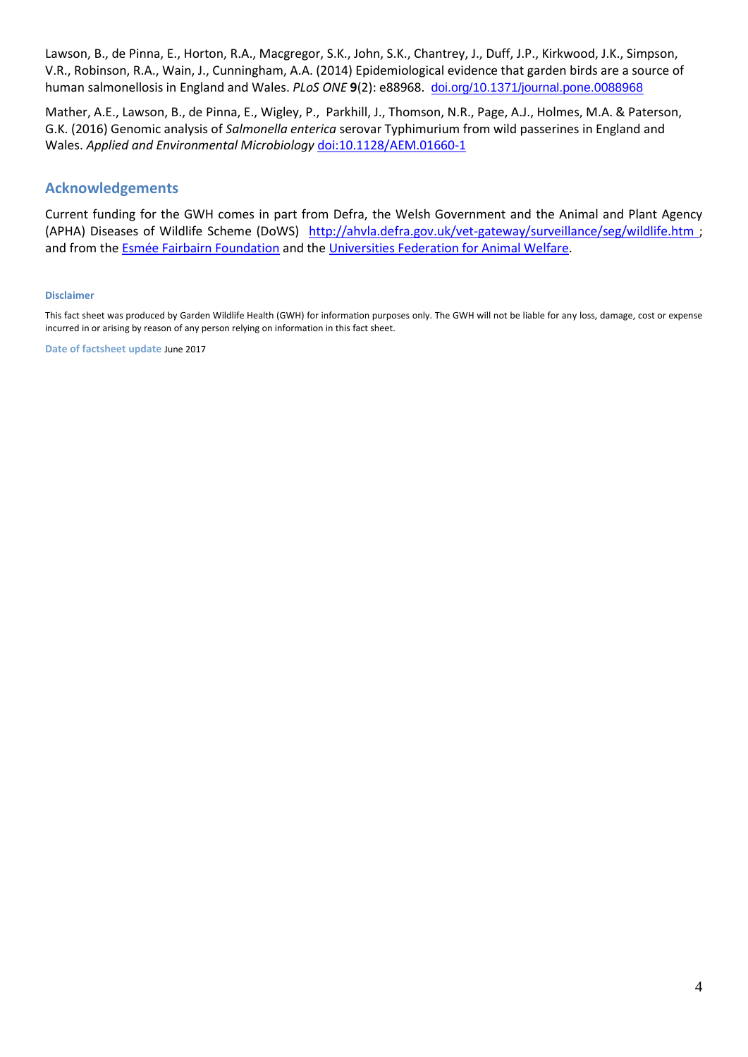Lawson, B., de Pinna, E., Horton, R.A., Macgregor, S.K., John, S.K., Chantrey, J., Duff, J.P., Kirkwood, J.K., Simpson, V.R., Robinson, R.A., Wain, J., Cunningham, A.A. (2014) Epidemiological evidence that garden birds are a source of human salmonellosis in England and Wales. *PLoS ONE* **9**(2): e88968. doi.org/10.1371/journal.pone.0088968

Mather, A.E., Lawson, B., de Pinna, E., Wigley, P., Parkhill, J., Thomson, N.R., Page, A.J., Holmes, M.A. & Paterson, G.K. (2016) Genomic analysis of *Salmonella enterica* serovar Typhimurium from wild passerines in England and Wales. *Applied and Environmental Microbiology* doi:10.1128/AEM.01660-1

## Acknowledgements

Current funding for the GWH comes in part from Defra, the Welsh Government and the Animal and Plant Agency (APHA) Diseases of Wildlife Scheme (DoWS) http://ahvla.defra.gov.uk/vet-gateway/surveillance/seg/wildlife.htm ; and from the Esmée Fairbairn Foundation and the Universities Federation for Animal Welfare.

#### Disclaimer

This fact sheet was produced by Garden Wildlife Health (GWH) for information purposes only. The GWH will not be liable for any loss, damage, cost or expense incurred in or arising by reason of any person relying on information in this fact sheet.

**Date of factsheet update** June 2017